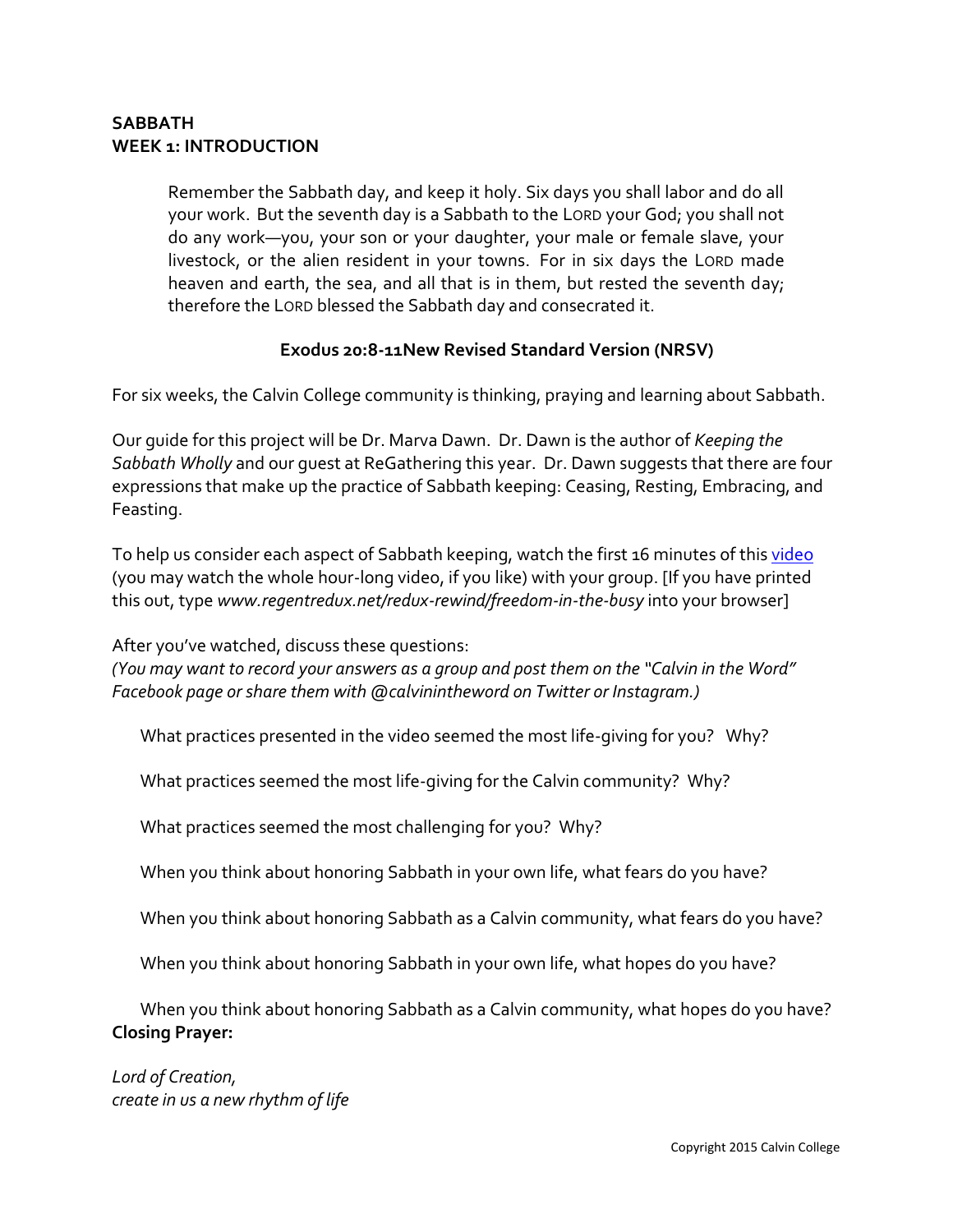**SABBATH**
**WEEK 1: INTRODUCTION**

> Remember the Sabbath day, and keep it holy. Six days you shall labor and do all your work. But the seventh day is a Sabbath to the LORD your God; you shall not do any work—you, your son or your daughter, your male or female slave, your livestock, or the alien resident in your towns. For in six days the LORD made heaven and earth, the sea, and all that is in them, but rested the seventh day; therefore the LORD blessed the Sabbath day and consecrated it.
>
> **Exodus 20:8-11New Revised Standard Version (NRSV)**

For six weeks, the Calvin College community is thinking, praying and learning about Sabbath.

Our guide for this project will be Dr. Marva Dawn. Dr. Dawn is the author of *Keeping the Sabbath Wholly* and our guest at ReGathering this year. Dr. Dawn suggests that there are four expressions that make up the practice of Sabbath keeping: Ceasing, Resting, Embracing, and Feasting.

To help us consider each aspect of Sabbath keeping, watch the first 16 minutes of this video (you may watch the whole hour-long video, if you like) with your group. [If you have printed this out, type *www.regentredux.net/redux-rewind/freedom-in-the-busy* into your browser]

After you've watched, discuss these questions:
*(You may want to record your answers as a group and post them on the "Calvin in the Word" Facebook page or share them with @calvinintheword on Twitter or Instagram.)*

What practices presented in the video seemed the most life-giving for you? Why?

What practices seemed the most life-giving for the Calvin community? Why?

What practices seemed the most challenging for you? Why?

When you think about honoring Sabbath in your own life, what fears do you have?

When you think about honoring Sabbath as a Calvin community, what fears do you have?

When you think about honoring Sabbath in your own life, what hopes do you have?

When you think about honoring Sabbath as a Calvin community, what hopes do you have?

**Closing Prayer:**

*Lord of Creation,*
*create in us a new rhythm of life*

Copyright 2015 Calvin College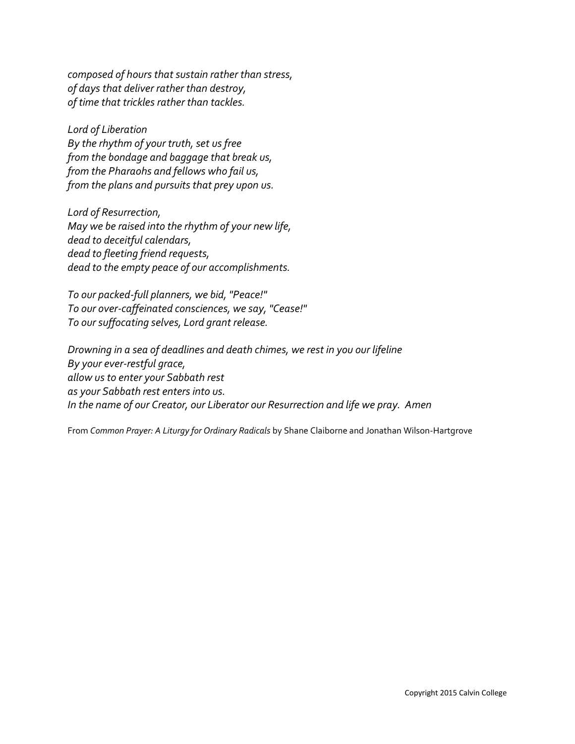*composed of hours that sustain rather than stress,*
*of days that deliver rather than destroy,*
*of time that trickles rather than tackles.*

*Lord of Liberation*
*By the rhythm of your truth, set us free*
*from the bondage and baggage that break us,*
*from the Pharaohs and fellows who fail us,*
*from the plans and pursuits that prey upon us.*

*Lord of Resurrection,*
*May we be raised into the rhythm of your new life,*
*dead to deceitful calendars,*
*dead to fleeting friend requests,*
*dead to the empty peace of our accomplishments.*

*To our packed-full planners, we bid, "Peace!"*
*To our over-caffeinated consciences, we say, "Cease!"*
*To our suffocating selves, Lord grant release.*

*Drowning in a sea of deadlines and death chimes, we rest in you our lifeline*
*By your ever-restful grace,*
*allow us to enter your Sabbath rest*
*as your Sabbath rest enters into us.*
*In the name of our Creator, our Liberator our Resurrection and life we pray. Amen*

From *Common Prayer: A Liturgy for Ordinary Radicals* by Shane Claiborne and Jonathan Wilson-Hartgrove

Copyright 2015 Calvin College